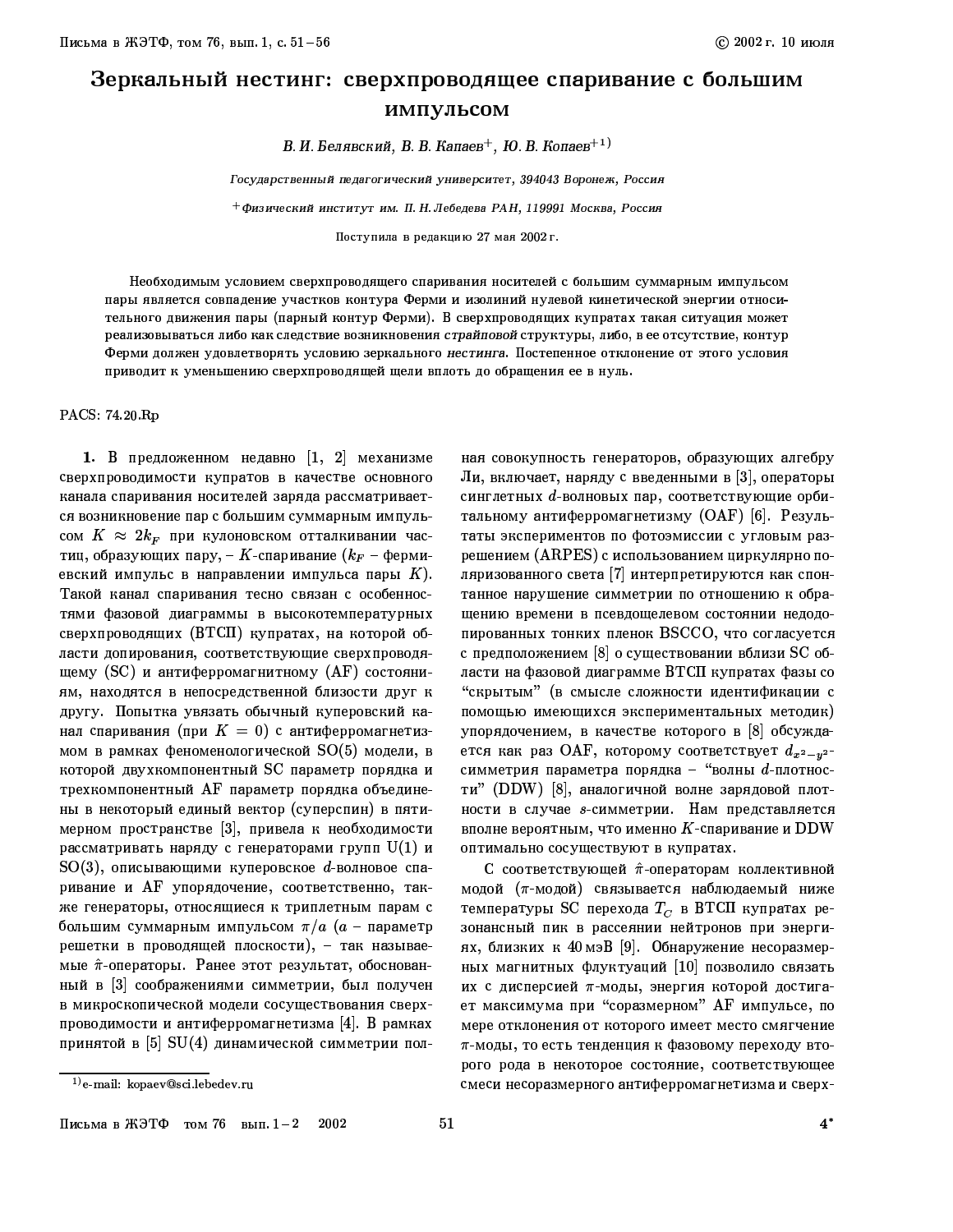# Зеркальный нестинг: сверхпроводящее спаривание с большим импульсом

*В. И. Белявский, В. В. Капаев+, Ю. В. Копаев+[1]*

*Государственный педагогический университет, 394043 Воронеж, Россия*

*+Физический институт им. П. Н. Лебедева РАН, 119991 Москва, Россия*

Поступила в редакцию 27 мая 2002 г.

Необходимым условием сверхпроводящего спаривания носителей с большим суммарным импульсом пары является совпадение участков контура Ферми и изолиний нулевой кинетической энергии относительного движения пары (парный контур Ферми). В сверхпроводящих купратах такая ситуация может реализовываться либо как следствие возникновения *страйповой* структуры, либо, в ее отсутствие, контур Ферми должен удовлетворять условию зеркального *нестинга*. Постепенное отклонение от этого условия приводит к уменьшению сверхпроводящей щели вплоть до обращения ее в нуль.

PACS: 74.20.Rp

**1.** В предложенном недавно [1, 2] механизме сверхпроводимости купратов в качестве основного канала спаривания носителей заряда рассматривается возникновение пар с большим суммарным импульсом $K \approx 2k_F$ при кулоновском отталкивании частиц, образующих пару, – $K$-спаривание ($k_F$ – фермиевский импульс в направлении импульса пары $K$). Такой канал спаривания тесно связан с особенностями фазовой диаграммы в высокотемпературных сверхпроводящих (ВТСП) купратах, на которой области допирования, соответствующие сверхпроводящему (SC) и антиферромагнитному (AF) состояниям, находятся в непосредственной близости друг к другу. Попытка увязать обычный куперовский канал спаривания (при $K = 0$) с антиферромагнетизмом в рамках феноменологической SO(5) модели, в которой двухкомпонентный SC параметр порядка и трехкомпонентный AF параметр порядка объединены в некоторый единый вектор (суперспин) в пятимерном пространстве [3], привела к необходимости рассматривать наряду с генераторами групп U(1) и SO(3), описывающими куперовское $d$-волновое спаривание и AF упорядочение, соответственно, также генераторы, относящиеся к триплетным парам с большим суммарным импульсом $\pi/a$ ($a$ – параметр решетки в проводящей плоскости), – так называемые $\hat{\pi}$-операторы. Ранее этот результат, обоснованный в [3] соображениями симметрии, был получен в микроскопической модели сосуществования сверхпроводимости и антиферромагнетизма [4]. В рамках принятой в [5] SU(4) динамической симметрии полная совокупность генераторов, образующих алгебру Ли, включает, наряду с введенными в [3], операторы синглетных $d$-волновых пар, соответствующие орбитальному антиферромагнетизму (OAF) [6]. Результаты экспериментов по фотоэмиссии с угловым разрешением (ARPES) с использованием циркулярно поляризованного света [7] интерпретируются как спонтанное нарушение симметрии по отношению к обращению времени в псевдощелевом состоянии недодопированных тонких пленок BSCCO, что согласуется с предположением [8] о существовании вблизи SC области на фазовой диаграмме ВТСП купратах фазы со "скрытым" (в смысле сложности идентификации с помощью имеющихся экспериментальных методик) упорядочением, в качестве которого в [8] обсуждается как раз OAF, которому соответствует $d_{x^2-y^2}$-симметрия параметра порядка – "волны $d$-плотности" (DDW) [8], аналогичной волне зарядовой плотности в случае $s$-симметрии. Нам представляется вполне вероятным, что именно $K$-спаривание и DDW оптимально сосуществуют в купратах.

С соответствующей $\hat{\pi}$-операторам коллективной модой ($\pi$-модой) связывается наблюдаемый ниже температуры SC перехода $T_C$ в ВТСП купратах резонансный пик в рассеянии нейтронов при энергиях, близких к 40 мэВ [9]. Обнаружение несоразмерных магнитных флуктуаций [10] позволило связать их с дисперсией $\pi$-моды, энергия которой достигает максимума при "соразмерном" AF импульсе, по мере отклонения от которого имеет место смягчение $\pi$-моды, то есть тенденция к фазовому переходу второго рода в некоторое состояние, соответствующее смеси несоразмерного антиферромагнетизма и сверх-

[1] e-mail: kopaev@sci.lebedev.ru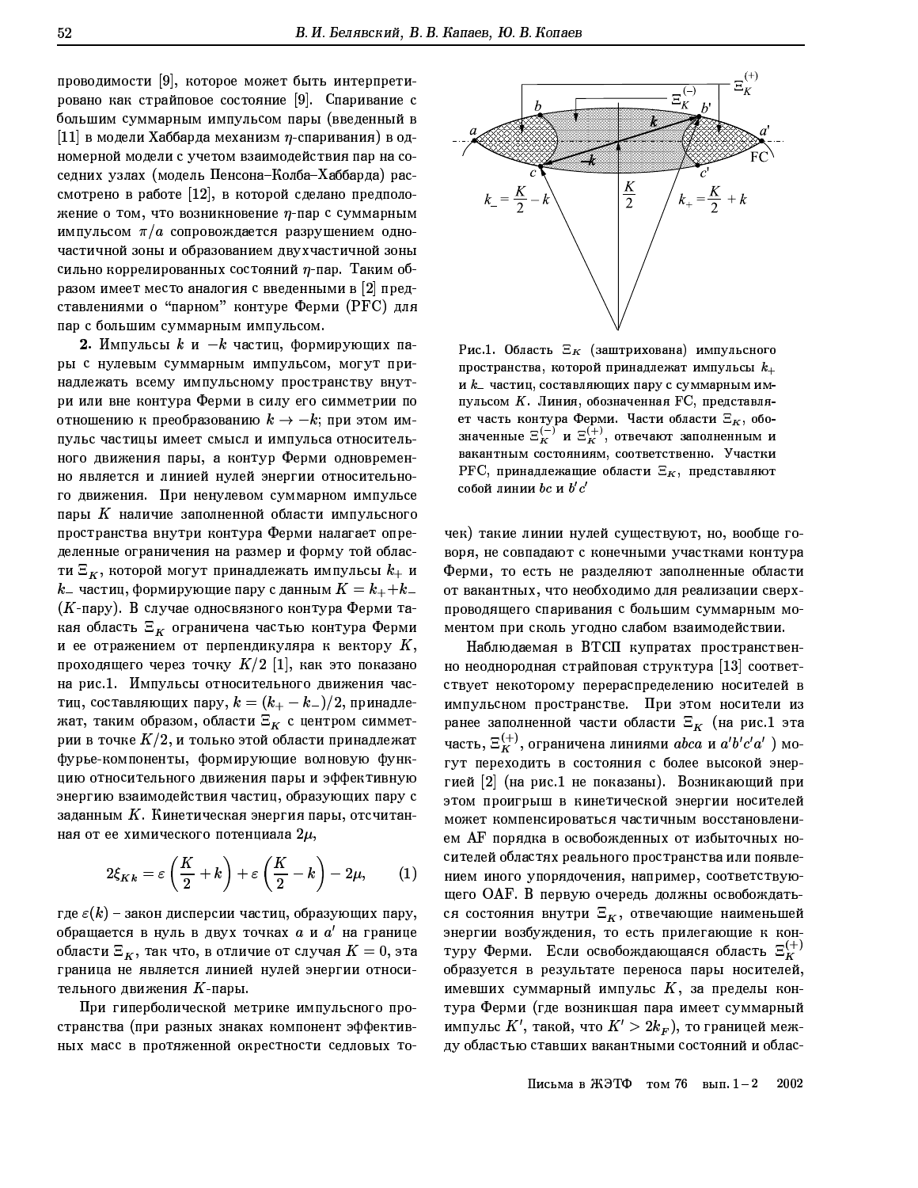проводимости [9], которое может быть интерпретировано как страйповое состояние [9]. Спаривание с большим суммарным импульсом пары (введенный в [11] в модели Хаббарда механизм $\eta$-спаривания) в одномерной модели с учетом взаимодействия пар на соседних узлах (модель Пенсона–Колба–Хаббарда) рассмотрено в работе [12], в которой сделано предположение о том, что возникновение $\eta$-пар с суммарным импульсом $\pi/a$ сопровождается разрушением одночастичной зоны и образованием двухчастичной зоны сильно коррелированных состояний $\eta$-пар. Таким образом имеет место аналогия с введенными в [2] представлениями о "парном" контуре Ферми (PFC) для пар с большим суммарным импульсом.

**2.** Импульсы $k$ и $-k$ частиц, формирующих пары с нулевым суммарным импульсом, могут принадлежать всему импульсному пространству внутри или вне контура Ферми в силу его симметрии по отношению к преобразованию $k \to -k$; при этом импульс частицы имеет смысл и импульса относительного движения пары, а контур Ферми одновременно является и линией нулей энергии относительного движения. При ненулевом суммарном импульсе пары $K$ наличие заполненной области импульсного пространства внутри контура Ферми налагает определенные ограничения на размер и форму той области $\Xi_K$, которой могут принадлежать импульсы $k_+$ и $k_-$ частиц, формирующие пару с данным $K = k_+ + k_-$ ($K$-пару). В случае односвязного контура Ферми такая область $\Xi_K$ ограничена частью контура Ферми и ее отражением от перпендикуляра к вектору $K$, проходящего через точку $K/2$ [1], как это показано на рис.1. Импульсы относительного движения частиц, составляющих пару, $k = (k_+ - k_-)/2$, принадлежат, таким образом, области $\Xi_K$ с центром симметрии в точке $K/2$, и только этой области принадлежат фурье-компоненты, формирующие волновую функцию относительного движения пары и эффективную энергию взаимодействия частиц, образующих пару с заданным $K$. Кинетическая энергия пары, отсчитанная от ее химического потенциала $2\mu$,

$$2\xi_{Kk} = \varepsilon\left(\frac{K}{2} + k\right) + \varepsilon\left(\frac{K}{2} - k\right) - 2\mu, \qquad (1)$$

где $\varepsilon(k)$ – закон дисперсии частиц, образующих пару, обращается в нуль в двух точках $a$ и $a'$ на границе области $\Xi_K$, так что, в отличие от случая $K = 0$, эта граница не является линией нулей энергии относительного движения $K$-пары.

При гиперболической метрике импульсного пространства (при разных знаках компонент эффективных масс в протяженной окрестности седловых точек) такие линии нулей существуют, но, вообще говоря, не совпадают с конечными участками контура Ферми, то есть не разделяют заполненные области от вакантных, что необходимо для реализации сверхпроводящего спаривания с большим суммарным моментом при сколь угодно слабом взаимодействии.

Рис.1. Область $\Xi_K$ (заштрихована) импульсного пространства, которой принадлежат импульсы $k_+$ и $k_-$ частиц, составляющих пару с суммарным импульсом $K$. Линия, обозначенная FC, представляет часть контура Ферми. Части области $\Xi_K$, обозначенные $\Xi_K^{(-)}$ и $\Xi_K^{(+)}$, отвечают заполненным и вакантным состояниям, соответственно. Участки PFC, принадлежащие области $\Xi_K$, представляют собой линии $bc$ и $b'c'$

Наблюдаемая в ВТСП купратах пространственно неоднородная страйповая структура [13] соответствует некоторому перераспределению носителей в импульсном пространстве. При этом носители из ранее заполненной части области $\Xi_K$ (на рис.1 эта часть, $\Xi_K^{(+)}$, ограничена линиями $abca$ и $a'b'c'a'$ ) могут переходить в состояния с более высокой энергией [2] (на рис.1 не показаны). Возникающий при этом проигрыш в кинетической энергии носителей может компенсироваться частичным восстановлением AF порядка в освобожденных от избыточных носителей областях реального пространства или появлением иного упорядочения, например, соответствующего OAF. В первую очередь должны освобождаться состояния внутри $\Xi_K$, отвечающие наименьшей энергии возбуждения, то есть прилегающие к контуру Ферми. Если освобождающаяся область $\Xi_K^{(+)}$ образуется в результате переноса пары носителей, имевших суммарный импульс $K$, за пределы контура Ферми (где возникшая пара имеет суммарный импульс $K'$, такой, что $K' > 2k_F$), то границей между областью ставших вакантными состояний и облас-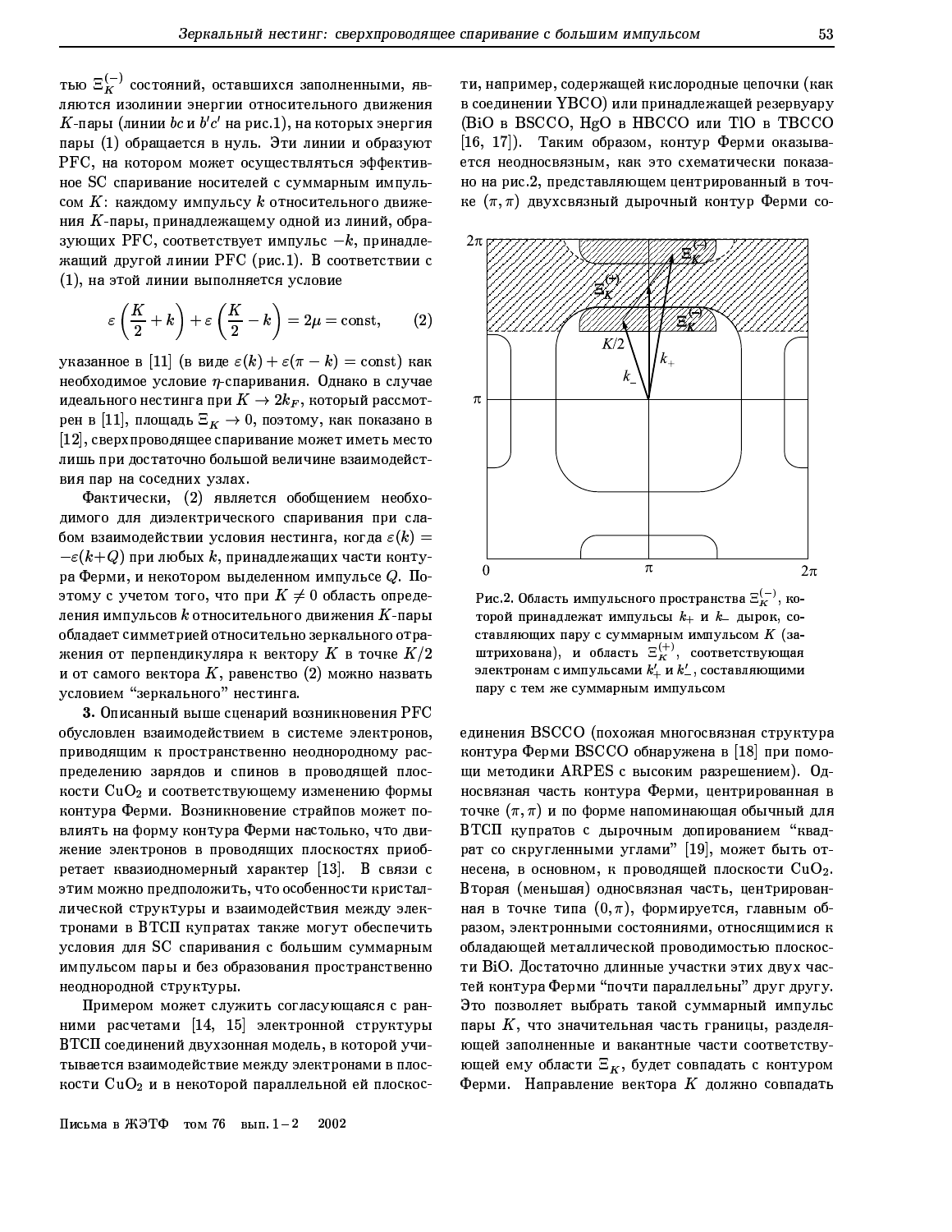тью $\Xi_K^{(-)}$ состояний, оставшихся заполненными, являются изолинии энергии относительного движения $K$-пары (линии $bc$ и $b'c'$ на рис.1), на которых энергия пары (1) обращается в нуль. Эти линии и образуют PFC, на котором может осуществляться эффективное SC спаривание носителей с суммарным импульсом $K$: каждому импульсу $k$ относительного движения $K$-пары, принадлежащему одной из линий, образующих PFC, соответствует импульс $-k$, принадлежащий другой линии PFC (рис.1). В соответствии с (1), на этой линии выполняется условие

$$\varepsilon\left(\frac{K}{2}+k\right)+\varepsilon\left(\frac{K}{2}-k\right)=2\mu=\text{const}, \qquad (2)$$

указанное в [11] (в виде $\varepsilon(k)+\varepsilon(\pi-k)=\text{const}$) как необходимое условие $\eta$-спаривания. Однако в случае идеального нестинга при $K\to 2k_F$, который рассмотрен в [11], площадь $\Xi_K\to 0$, поэтому, как показано в [12], сверхпроводящее спаривание может иметь место лишь при достаточно большой величине взаимодействия пар на соседних узлах.

Фактически, (2) является обобщением необходимого для диэлектрического спаривания при слабом взаимодействии условия нестинга, когда $\varepsilon(k)=-\varepsilon(k+Q)$ при любых $k$, принадлежащих части контура Ферми, и некотором выделенном импульсе $Q$. Поэтому с учетом того, что при $K\neq 0$ область определения импульсов $k$ относительного движения $K$-пары обладает симметрией относительно зеркального отражения от перпендикуляра к вектору $K$ в точке $K/2$ и от самого вектора $K$, равенство (2) можно назвать условием "зеркального" нестинга.

**3.** Описанный выше сценарий возникновения PFC обусловлен взаимодействием в системе электронов, приводящим к пространственно неоднородному распределению зарядов и спинов в проводящей плоскости $CuO_2$ и соответствующему изменению формы контура Ферми. Возникновение страйпов может повлиять на форму контура Ферми настолько, что движение электронов в проводящих плоскостях приобретает квазиодномерный характер [13]. В связи с этим можно предположить, что особенности кристаллической структуры и взаимодействия между электронами в ВТСП купратах также могут обеспечить условия для SC спаривания с большим суммарным импульсом пары и без образования пространственно неоднородной структуры.

Примером может служить согласующаяся с ранними расчетами [14, 15] электронной структуры ВТСП соединений двухзонная модель, в которой учитывается взаимодействие между электронами в плоскости $CuO_2$ и в некоторой параллельной ей плоскости, например, содержащей кислородные цепочки (как в соединении YBCO) или принадлежащей резервуару (BiO в BSCCO, HgO в HBCCO или TlO в TBCCO [16, 17]). Таким образом, контур Ферми оказывается неодносвязным, как это схематически показано на рис.2, представляющем центрированный в точке $(\pi,\pi)$ двухсвязный дырочный контур Ферми соединения BSCCO (похожая многосвязная структура контура Ферми BSCCO обнаружена в [18] при помощи методики ARPES с высоким разрешением). Односвязная часть контура Ферми, центрированная в точке $(\pi,\pi)$ и по форме напоминающая обычный для ВТСП купратов с дырочным допированием "квадрат со скругленными углами" [19], может быть отнесена, в основном, к проводящей плоскости $CuO_2$. Вторая (меньшая) односвязная часть, центрированная в точке типа $(0,\pi)$, формируется, главным образом, электронными состояниями, относящимися к обладающей металлической проводимостью плоскости BiO. Достаточно длинные участки этих двух частей контура Ферми "почти параллельны" друг другу. Это позволяет выбрать такой суммарный импульс пары $K$, что значительная часть границы, разделяющей заполненные и вакантные части соответствующей ему области $\Xi_K$, будет совпадать с контуром Ферми. Направление вектора $K$ должно совпадать

Рис.2. Область импульсного пространства $\Xi_K^{(-)}$, которой принадлежат импульсы $k_+$ и $k_-$ дырок, составляющих пару с суммарным импульсом $K$ (заштрихована), и область $\Xi_K^{(+)}$, соответствующая электронам с импульсами $k'_+$ и $k'_-$, составляющими пару с тем же суммарным импульсом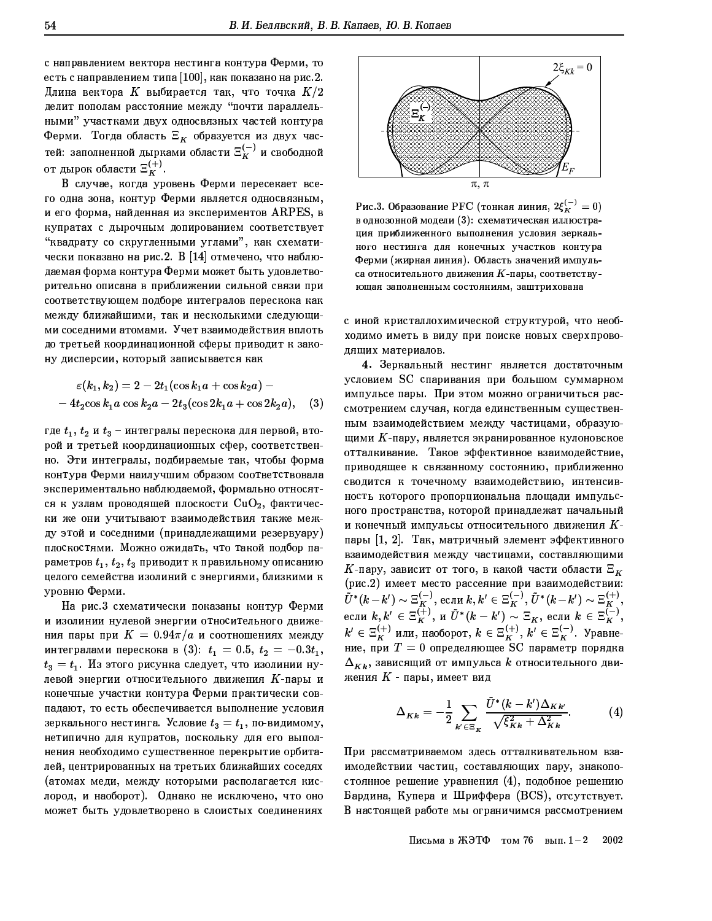с направлением вектора нестинга контура Ферми, то есть с направлением типа [100], как показано на рис.2. Длина вектора $K$ выбирается так, что точка $K/2$ делит пополам расстояние между "почти параллельными" участками двух односвязных частей контура Ферми. Тогда область $\Xi_K$ образуется из двух частей: заполненной дырками области $\Xi_K^{(-)}$ и свободной от дырок области $\Xi_K^{(+)}$.

В случае, когда уровень Ферми пересекает всего одна зона, контур Ферми является односвязным, и его форма, найденная из экспериментов ARPES, в купратах с дырочным допированием соответствует "квадрату со скругленными углами", как схематически показано на рис.2. В [14] отмечено, что наблюдаемая форма контура Ферми может быть удовлетворительно описана в приближении сильной связи при соответствующем подборе интегралов перескока как между ближайшими, так и несколькими следующими соседними атомами. Учет взаимодействия вплоть до третьей координационной сферы приводит к закону дисперсии, который записывается как

$$\varepsilon(k_1, k_2) = 2 - 2t_1(\cos k_1 a + \cos k_2 a) - \\ - 4t_2 \cos k_1 a \cos k_2 a - 2t_3(\cos 2k_1 a + \cos 2k_2 a), \quad (3)$$

где $t_1$, $t_2$ и $t_3$ – интегралы перескока для первой, второй и третьей координационных сфер, соответственно. Эти интегралы, подбираемые так, чтобы форма контура Ферми наилучшим образом соответствовала экспериментально наблюдаемой, формально относятся к узлам проводящей плоскости $CuO_2$, фактически же они учитывают взаимодействия также между этой и соседними (принадлежащими резервуару) плоскостями. Можно ожидать, что такой подбор параметров $t_1$, $t_2$, $t_3$ приводит к правильному описанию целого семейства изолиний с энергиями, близкими к уровню Ферми.

На рис.3 схематически показаны контур Ферми и изолинии нулевой энергии относительного движения пары при $K = 0.94\pi/a$ и соотношениях между интегралами перескока в (3): $t_1 = 0.5$, $t_2 = -0.3t_1$, $t_3 = t_1$. Из этого рисунка следует, что изолинии нулевой энергии относительного движения $K$-пары и конечные участки контура Ферми практически совпадают, то есть обеспечивается выполнение условия зеркального нестинга. Условие $t_3 = t_1$, по-видимому, нетипично для купратов, поскольку для его выполнения необходимо существенное перекрытие орбиталей, центрированных на третьих ближайших соседях (атомах меди, между которыми располагается кислород, и наоборот). Однако не исключено, что оно может быть удовлетворено в слоистых соединениях с иной кристаллохимической структурой, что необходимо иметь в виду при поиске новых сверхпроводящих материалов.

Рис.3. Образование PFC (тонкая линия, $2\xi_K^{(-)} = 0$) в однозонной модели (3): схематическая иллюстрация приближенного выполнения условия зеркального нестинга для конечных участков контура Ферми (жирная линия). Область значений импульса относительного движения $K$-пары, соответствующая заполненным состояниям, заштрихована

**4.** Зеркальный нестинг является достаточным условием SC спаривания при большом суммарном импульсе пары. При этом можно ограничиться рассмотрением случая, когда единственным существенным взаимодействием между частицами, образующими $K$-пару, является экранированное кулоновское отталкивание. Такое эффективное взаимодействие, приводящее к связанному состоянию, приближенно сводится к точечному взаимодействию, интенсивность которого пропорциональна площади импульсного пространства, которой принадлежат начальный и конечный импульсы относительного движения $K$-пары [1, 2]. Так, матричный элемент эффективного взаимодействия между частицами, составляющими $K$-пару, зависит от того, в какой части области $\Xi_K$ (рис.2) имеет место рассеяние при взаимодействии: $\tilde{U}^*(k-k') \sim \Xi_K^{(-)}$, если $k, k' \in \Xi_K^{(-)}$, $\tilde{U}^*(k-k') \sim \Xi_K^{(+)}$, если $k, k' \in \Xi_K^{(+)}$, и $\tilde{U}^*(k-k') \sim \Xi_K$, если $k \in \Xi_K^{(-)}$, $k' \in \Xi_K^{(+)}$ или, наоборот, $k \in \Xi_K^{(+)}$, $k' \in \Xi_K^{(-)}$. Уравнение, при $T = 0$ определяющее SC параметр порядка $\Delta_{Kk}$, зависящий от импульса $k$ относительного движения $K$ - пары, имеет вид

$$\Delta_{Kk} = -\frac{1}{2} \sum_{k' \in \Xi_K} \frac{\tilde{U}^*(k-k')\Delta_{Kk'}}{\sqrt{\xi_{Kk}^2 + \Delta_{Kk}^2}}. \quad (4)$$

При рассматриваемом здесь отталкивательном взаимодействии частиц, составляющих пару, знакопостоянное решение уравнения (4), подобное решению Бардина, Купера и Шриффера (BCS), отсутствует. В настоящей работе мы ограничимся рассмотрением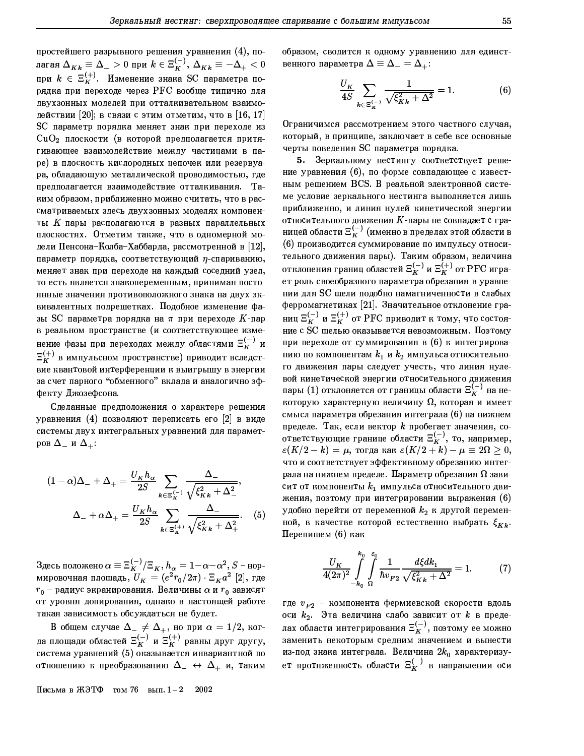простейшего разрывного решения уравнения (4), полагая $\Delta_{Kk} \equiv \Delta_- > 0$ при $k \in \Xi_K^{(-)}$, $\Delta_{Kk} \equiv -\Delta_+ < 0$ при $k \in \Xi_K^{(+)}$. Изменение знака SC параметра порядка при переходе через PFC вообще типично для двухзонных моделей при отталкивательном взаимодействии [20]; в связи с этим отметим, что в [16, 17] SC параметр порядка меняет знак при переходе из $CuO_2$ плоскости (в которой предполагается притягивающее взаимодействие между частицами в паре) в плоскость кислородных цепочек или резервуара, обладающую металлической проводимостью, где предполагается взаимодействие отталкивания. Таким образом, приближенно можно считать, что в рассматриваемых здесь двухзонных моделях компоненты $K$-пары располагаются в разных параллельных плоскостях. Отметим также, что в одномерной модели Пенсона–Колба–Хаббарда, рассмотренной в [12], параметр порядка, соответствующий $\eta$-спариванию, меняет знак при переходе на каждый соседний узел, то есть является знакопеременным, принимая постоянные значения противоположного знака на двух эквивалентных подрешетках. Подобное изменение фазы SC параметра порядка на $\pi$ при переходе $K$-пар в реальном пространстве (и соответствующее изменение фазы при переходах между областями $\Xi_K^{(-)}$ и $\Xi_K^{(+)}$ в импульсном пространстве) приводит вследствие квантовой интерференции к выигрышу в энергии за счет парного "обменного" вклада и аналогично эффекту Джозефсона.

Сделанные предположения о характере решения уравнения (4) позволяют переписать его [2] в виде системы двух интегральных уравнений для параметров $\Delta_-$ и $\Delta_+$:

$$(1-\alpha)\Delta_- + \Delta_+ = \frac{U_K h_\alpha}{2S} \sum_{k \in \Xi_K^{(-)}} \frac{\Delta_-}{\sqrt{\xi_{Kk}^2 + \Delta_-^2}},$$
$$\Delta_- + \alpha\Delta_+ = \frac{U_K h_\alpha}{2S} \sum_{k \in \Xi_K^{(+)}} \frac{\Delta_-}{\sqrt{\xi_{Kk}^2 + \Delta_+^2}}. \quad (5)$$

Здесь положено $\alpha \equiv \Xi_K^{(-)}/\Xi_K$, $h_\alpha = 1-\alpha-\alpha^2$, $S$ – нормировочная площадь, $U_K = (e^2 r_0/2\pi) \cdot \Xi_K a^2$ [2], где $r_0$ – радиус экранирования. Величины $\alpha$ и $r_0$ зависят от уровня допирования, однако в настоящей работе такая зависимость обсуждаться не будет.

В общем случае $\Delta_- \neq \Delta_+$, но при $\alpha = 1/2$, когда площади областей $\Xi_K^{(-)}$ и $\Xi_K^{(+)}$ равны друг другу, система уравнений (5) оказывается инвариантной по отношению к преобразованию $\Delta_- \leftrightarrow \Delta_+$ и, таким образом, сводится к одному уравнению для единственного параметра $\Delta \equiv \Delta_- = \Delta_+$:

$$\frac{U_K}{4S} \sum_{k \in \Xi_K^{(-)}} \frac{1}{\sqrt{\xi_{Kk}^2 + \Delta^2}} = 1. \quad (6)$$

Ограничимся рассмотрением этого частного случая, который, в принципе, заключает в себе все основные черты поведения SC параметра порядка.

**5.** Зеркальному нестингу соответствует решение уравнения (6), по форме совпадающее с известным решением BCS. В реальной электронной системе условие зеркального нестинга выполняется лишь приближенно, и линия нулей кинетической энергии относительного движения $K$-пары не совпадает с границей области $\Xi_K^{(-)}$ (именно в пределах этой области в (6) производится суммирование по импульсу относительного движения пары). Таким образом, величина отклонения границ областей $\Xi_K^{(-)}$ и $\Xi_K^{(+)}$ от PFC играет роль своеобразного параметра обрезания в уравнении для SC щели подобно намагниченности в слабых ферромагнетиках [21]. Значительное отклонение границ $\Xi_K^{(-)}$ и $\Xi_K^{(+)}$ от PFC приводит к тому, что состояние с SC щелью оказывается невозможным. Поэтому при переходе от суммирования в (6) к интегрированию по компонентам $k_1$ и $k_2$ импульса относительного движения пары следует учесть, что линия нулевой кинетической энергии относительного движения пары (1) отклоняется от границы области $\Xi_K^{(-)}$ на некоторую характерную величину $\Omega$, которая и имеет смысл параметра обрезания интеграла (6) на нижнем пределе. Так, если вектор $k$ пробегает значения, соответствующие границе области $\Xi_K^{(-)}$, то, например, $\varepsilon(K/2-k) = \mu$, тогда как $\varepsilon(K/2+k) - \mu \equiv 2\Omega \geq 0$, что и соответствует эффективному обрезанию интеграла на нижнем пределе. Параметр обрезания $\Omega$ зависит от компоненты $k_1$ импульса относительного движения, поэтому при интегрировании выражения (6) удобно перейти от переменной $k_2$ к другой переменной, в качестве которой естественно выбрать $\xi_{Kk}$. Перепишем (6) как

$$\frac{U_K}{4(2\pi)^2} \int_{-k_0}^{k_0} \int_{\Omega}^{\varepsilon_0} \frac{1}{\hbar v_{F2}} \frac{d\xi dk_1}{\sqrt{\xi_{Kk}^2 + \Delta^2}} = 1. \quad (7)$$

где $v_{F2}$ – компонента фермиевской скорости вдоль оси $k_2$. Эта величина слабо зависит от $k$ в пределах области интегрирования $\Xi_K^{(-)}$, поэтому ее можно заменить некоторым средним значением и вынести из-под знака интеграла. Величина $2k_0$ характеризует протяженность области $\Xi_K^{(-)}$ в направлении оси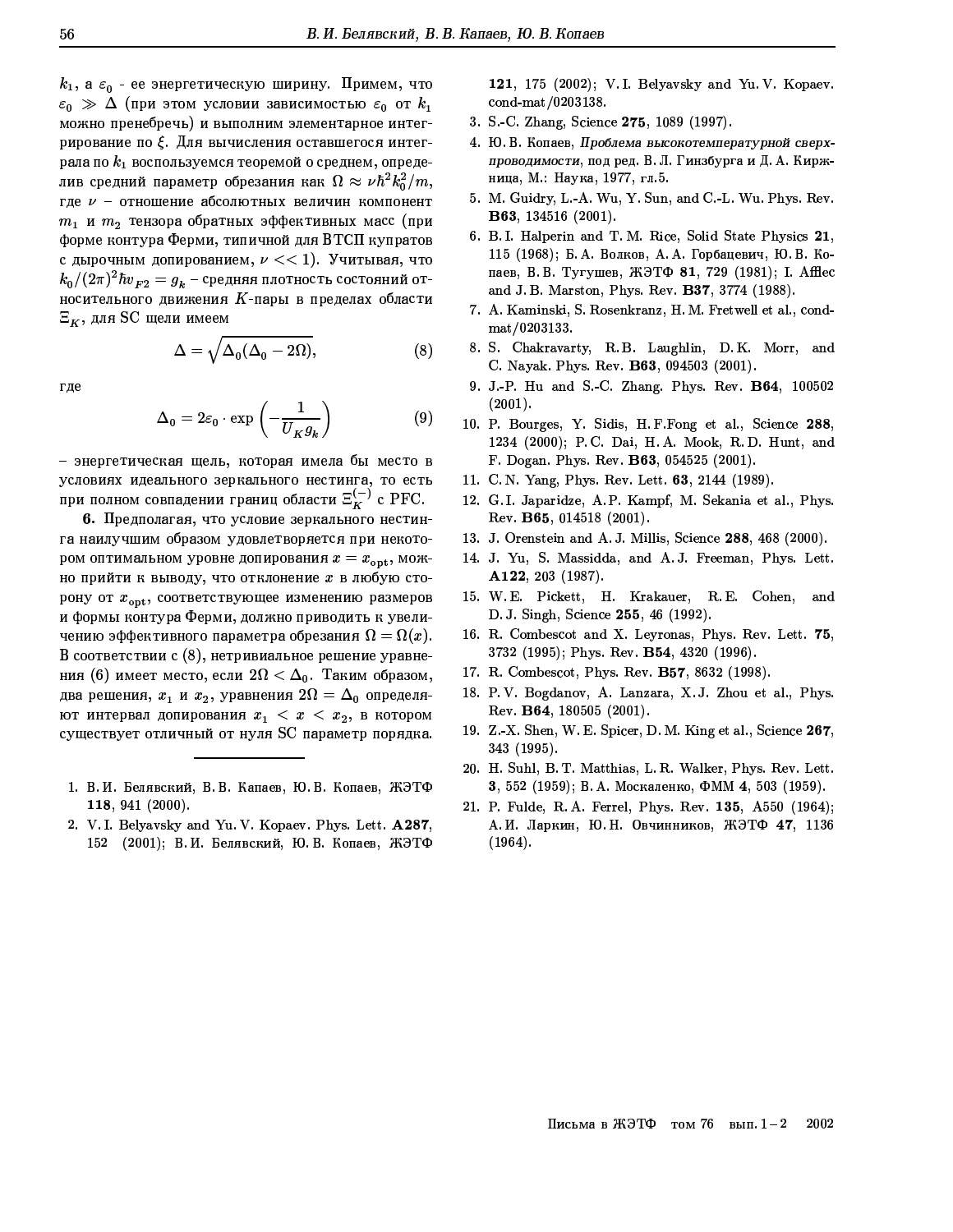$k_1$, а $\varepsilon_0$ - ее энергетическую ширину. Примем, что $\varepsilon_0 \gg \Delta$ (при этом условии зависимостью $\varepsilon_0$ от $k_1$ можно пренебречь) и выполним элементарное интегрирование по $\xi$. Для вычисления оставшегося интеграла по $k_1$ воспользуемся теоремой о среднем, определив средний параметр обрезания как $\Omega \approx \nu\hbar^2 k_0^2/m$, где $\nu$ – отношение абсолютных величин компонент $m_1$ и $m_2$ тензора обратных эффективных масс (при форме контура Ферми, типичной для ВТСП купратов с дырочным допированием, $\nu << 1$). Учитывая, что $k_0/(2\pi)^2\hbar v_{F2} = g_k$ – средняя плотность состояний относительного движения $K$-пары в пределах области $\Xi_K$, для SC щели имеем

$$\Delta = \sqrt{\Delta_0(\Delta_0 - 2\Omega)}, \tag{8}$$

где

$$\Delta_0 = 2\varepsilon_0 \cdot \exp\left(-\frac{1}{U_K g_k}\right) \tag{9}$$

– энергетическая щель, которая имела бы место в условиях идеального зеркального нестинга, то есть при полном совпадении границ области $\Xi_K^{(-)}$ с PFC.

**6.** Предполагая, что условие зеркального нестинга наилучшим образом удовлетворяется при некотором оптимальном уровне допирования $x = x_{\text{opt}}$, можно прийти к выводу, что отклонение $x$ в любую сторону от $x_{\text{opt}}$, соответствующее изменению размеров и формы контура Ферми, должно приводить к увеличению эффективного параметра обрезания $\Omega = \Omega(x)$. В соответствии с (8), нетривиальное решение уравнения (6) имеет место, если $2\Omega < \Delta_0$. Таким образом, два решения, $x_1$ и $x_2$, уравнения $2\Omega = \Delta_0$ определяют интервал допирования $x_1 < x < x_2$, в котором существует отличный от нуля SC параметр порядка.

---

1. В.И. Белявский, В.В. Капаев, Ю.В. Копаев, ЖЭТФ **118**, 941 (2000).
2. V.I. Belyavsky and Yu.V. Kopaev. Phys. Lett. **A287**, 152 (2001); В.И. Белявский, Ю.В. Копаев, ЖЭТФ **121**, 175 (2002); V.I. Belyavsky and Yu.V. Kopaev. cond-mat/0203138.
3. S.-C. Zhang, Science **275**, 1089 (1997).
4. Ю.В. Копаев, *Проблема высокотемпературной сверхпроводимости*, под ред. В.Л. Гинзбурга и Д.А. Киржница, М.: Наука, 1977, гл.5.
5. M. Guidry, L.-A. Wu, Y. Sun, and C.-L. Wu. Phys. Rev. **B63**, 134516 (2001).
6. B.I. Halperin and T.M. Rice, Solid State Physics **21**, 115 (1968); Б.А. Волков, А.А. Горбацевич, Ю.В. Копаев, В.В. Тугушев, ЖЭТФ **81**, 729 (1981); I. Afflec and J.B. Marston, Phys. Rev. **B37**, 3774 (1988).
7. A. Kaminski, S. Rosenkranz, H.M. Fretwell et al., cond-mat/0203133.
8. S. Chakravarty, R.B. Laughlin, D.K. Morr, and C. Nayak. Phys. Rev. **B63**, 094503 (2001).
9. J.-P. Hu and S.-C. Zhang. Phys. Rev. **B64**, 100502 (2001).
10. P. Bourges, Y. Sidis, H.F.Fong et al., Science **288**, 1234 (2000); P.C. Dai, H.A. Mook, R.D. Hunt, and F. Dogan. Phys. Rev. **B63**, 054525 (2001).
11. C.N. Yang, Phys. Rev. Lett. **63**, 2144 (1989).
12. G.I. Japaridze, A.P. Kampf, M. Sekania et al., Phys. Rev. **B65**, 014518 (2001).
13. J. Orenstein and A.J. Millis, Science **288**, 468 (2000).
14. J. Yu, S. Massidda, and A.J. Freeman, Phys. Lett. **A122**, 203 (1987).
15. W.E. Pickett, H. Krakauer, R.E. Cohen, and D.J. Singh, Science **255**, 46 (1992).
16. R. Combescot and X. Leyronas, Phys. Rev. Lett. **75**, 3732 (1995); Phys. Rev. **B54**, 4320 (1996).
17. R. Combescot, Phys. Rev. **B57**, 8632 (1998).
18. P.V. Bogdanov, A. Lanzara, X.J. Zhou et al., Phys. Rev. **B64**, 180505 (2001).
19. Z.-X. Shen, W.E. Spicer, D.M. King et al., Science **267**, 343 (1995).
20. H. Suhl, B.T. Matthias, L.R. Walker, Phys. Rev. Lett. **3**, 552 (1959); В.А. Москаленко, ФММ **4**, 503 (1959).
21. P. Fulde, R.A. Ferrel, Phys. Rev. **135**, A550 (1964); А.И. Ларкин, Ю.Н. Овчинников, ЖЭТФ **47**, 1136 (1964).